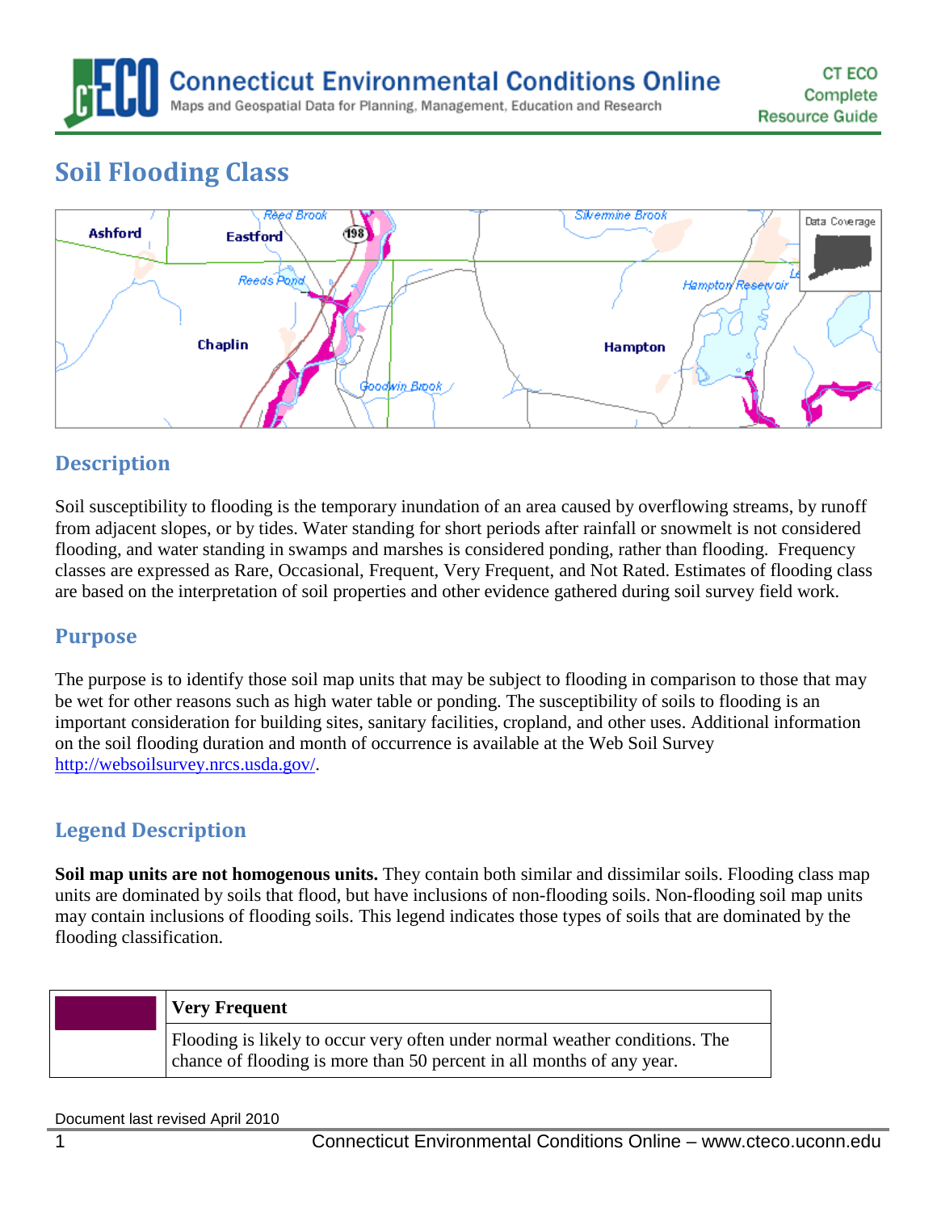# Soil Flooding Class

## Description

Soil susceptibility to flooding is the temporary inundation of an area caused by overflowing streams, by runoff from adjacent slopes, or by tides. Water standing for short periods after rainfall or snowmelt is not considered flooding, and water standing in swamps and marshes is considered ponding, rather than flooding. Frequency classes are expressed as Rare, Occasional, Frequent, Very Frequent, and Not Rated. Estimates of flooding class are based on the interpretation of soil properties and other evidence gathered during soil survey field work.

## Purpose

The purpose is to identify those soil map units that may be subject to flooding in comparison to those that may be wet for other reasons such as high water table or ponding. The susceptibility of soils to flooding is an important consideration for building sites, sanitary facilities, cropland, and other uses. Additional information on the soil flooding duration and month of occurrence is available at the Web Soil Survey http://websoilsurvey.nrcs.usda.gov/.

## Legend Description

**Soil map units are not homogenous units.** They contain both similar and dissimilar soils. Flooding class map units are dominated by soils that flood, but have inclusions of non-flooding soils. Non-flooding soil map units may contain inclusions of flooding soils. This legend indicates those types of soils that are dominated by the flooding classification.

| | **Very Frequent** |
|---|---|
| | Flooding is likely to occur very often under normal weather conditions. The chance of flooding is more than 50 percent in all months of any year. |

Document last revised April 2010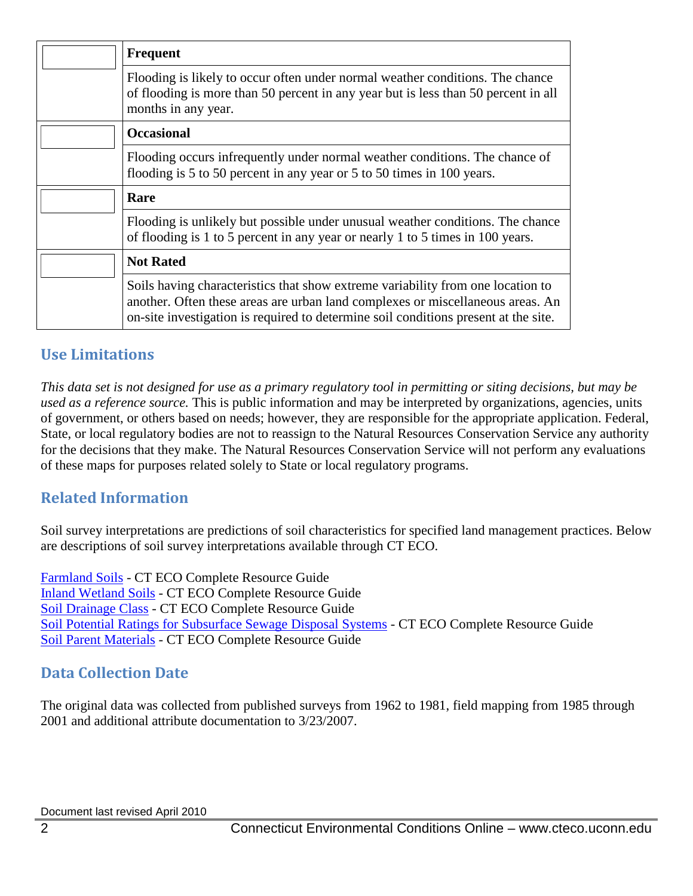| | |
|---|---|
| | **Frequent** |
| | Flooding is likely to occur often under normal weather conditions. The chance of flooding is more than 50 percent in any year but is less than 50 percent in all months in any year. |
| | **Occasional** |
| | Flooding occurs infrequently under normal weather conditions. The chance of flooding is 5 to 50 percent in any year or 5 to 50 times in 100 years. |
| | **Rare** |
| | Flooding is unlikely but possible under unusual weather conditions. The chance of flooding is 1 to 5 percent in any year or nearly 1 to 5 times in 100 years. |
| | **Not Rated** |
| | Soils having characteristics that show extreme variability from one location to another. Often these areas are urban land complexes or miscellaneous areas. An on-site investigation is required to determine soil conditions present at the site. |

## Use Limitations

*This data set is not designed for use as a primary regulatory tool in permitting or siting decisions, but may be used as a reference source.* This is public information and may be interpreted by organizations, agencies, units of government, or others based on needs; however, they are responsible for the appropriate application. Federal, State, or local regulatory bodies are not to reassign to the Natural Resources Conservation Service any authority for the decisions that they make. The Natural Resources Conservation Service will not perform any evaluations of these maps for purposes related solely to State or local regulatory programs.

## Related Information

Soil survey interpretations are predictions of soil characteristics for specified land management practices. Below are descriptions of soil survey interpretations available through CT ECO.

Farmland Soils - CT ECO Complete Resource Guide
Inland Wetland Soils - CT ECO Complete Resource Guide
Soil Drainage Class - CT ECO Complete Resource Guide
Soil Potential Ratings for Subsurface Sewage Disposal Systems - CT ECO Complete Resource Guide
Soil Parent Materials - CT ECO Complete Resource Guide

## Data Collection Date

The original data was collected from published surveys from 1962 to 1981, field mapping from 1985 through 2001 and additional attribute documentation to 3/23/2007.

Document last revised April 2010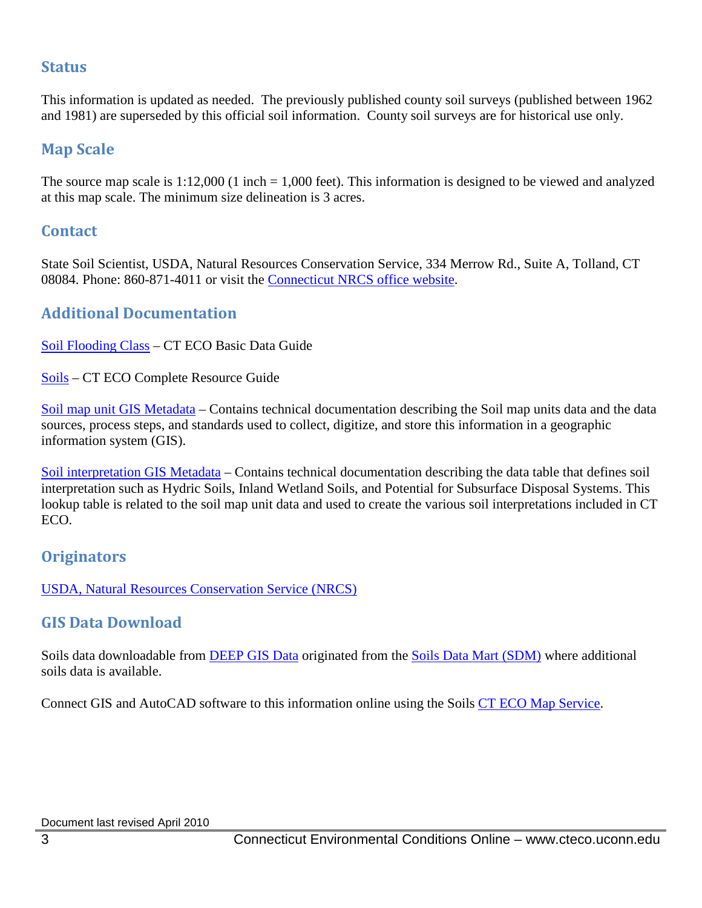## Status

This information is updated as needed. The previously published county soil surveys (published between 1962 and 1981) are superseded by this official soil information. County soil surveys are for historical use only.

## Map Scale

The source map scale is 1:12,000 (1 inch = 1,000 feet). This information is designed to be viewed and analyzed at this map scale. The minimum size delineation is 3 acres.

## Contact

State Soil Scientist, USDA, Natural Resources Conservation Service, 334 Merrow Rd., Suite A, Tolland, CT 08084. Phone: 860-871-4011 or visit the Connecticut NRCS office website.

## Additional Documentation

Soil Flooding Class – CT ECO Basic Data Guide

Soils – CT ECO Complete Resource Guide

Soil map unit GIS Metadata – Contains technical documentation describing the Soil map units data and the data sources, process steps, and standards used to collect, digitize, and store this information in a geographic information system (GIS).

Soil interpretation GIS Metadata – Contains technical documentation describing the data table that defines soil interpretation such as Hydric Soils, Inland Wetland Soils, and Potential for Subsurface Disposal Systems. This lookup table is related to the soil map unit data and used to create the various soil interpretations included in CT ECO.

## Originators

USDA, Natural Resources Conservation Service (NRCS)

## GIS Data Download

Soils data downloadable from DEEP GIS Data originated from the Soils Data Mart (SDM) where additional soils data is available.

Connect GIS and AutoCAD software to this information online using the Soils CT ECO Map Service.

Document last revised April 2010